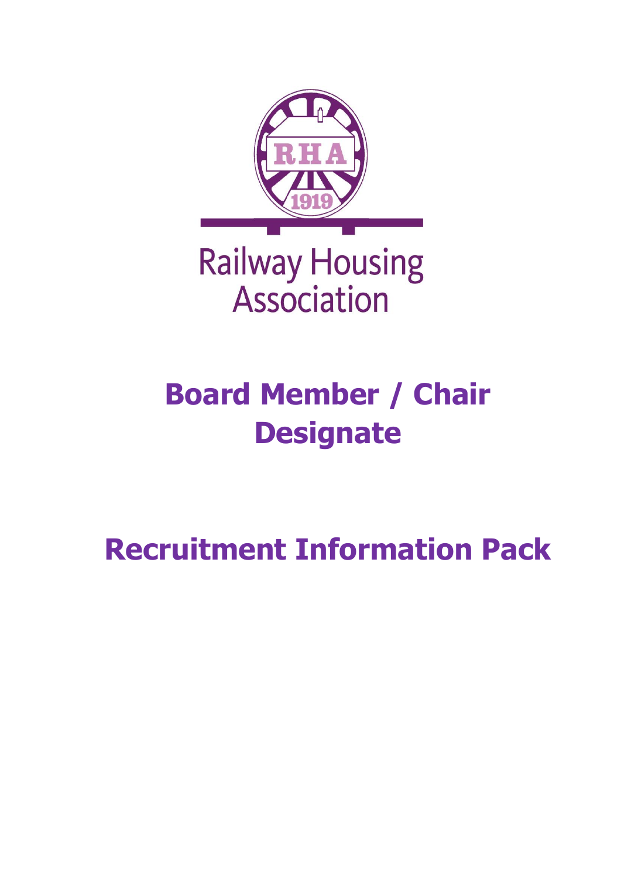Railway Housing Association

# Board Member / Chair Designate

# Recruitment Information Pack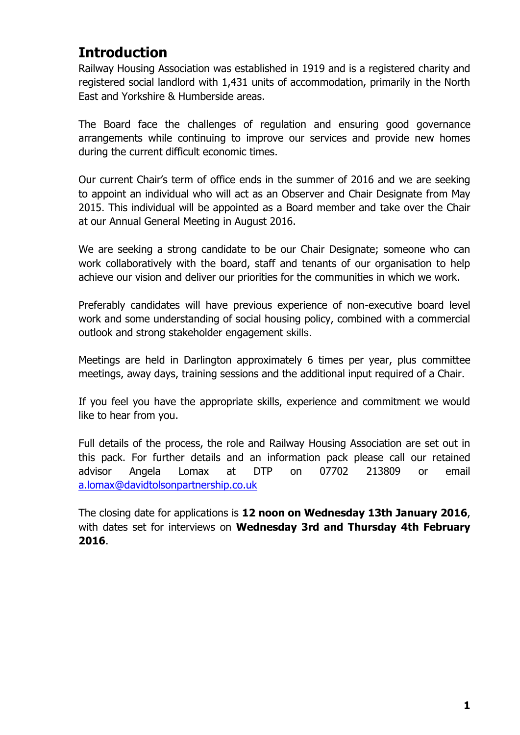# Introduction

Railway Housing Association was established in 1919 and is a registered charity and registered social landlord with 1,431 units of accommodation, primarily in the North East and Yorkshire & Humberside areas.

The Board face the challenges of regulation and ensuring good governance arrangements while continuing to improve our services and provide new homes during the current difficult economic times.

Our current Chair's term of office ends in the summer of 2016 and we are seeking to appoint an individual who will act as an Observer and Chair Designate from May 2015. This individual will be appointed as a Board member and take over the Chair at our Annual General Meeting in August 2016.

We are seeking a strong candidate to be our Chair Designate; someone who can work collaboratively with the board, staff and tenants of our organisation to help achieve our vision and deliver our priorities for the communities in which we work.

Preferably candidates will have previous experience of non-executive board level work and some understanding of social housing policy, combined with a commercial outlook and strong stakeholder engagement skills.

Meetings are held in Darlington approximately 6 times per year, plus committee meetings, away days, training sessions and the additional input required of a Chair.

If you feel you have the appropriate skills, experience and commitment we would like to hear from you.

Full details of the process, the role and Railway Housing Association are set out in this pack. For further details and an information pack please call our retained advisor Angela Lomax at DTP on 07702 213809 or email a.lomax@davidtolsonpartnership.co.uk

The closing date for applications is **12 noon on Wednesday 13th January 2016**, with dates set for interviews on **Wednesday 3rd and Thursday 4th February 2016**.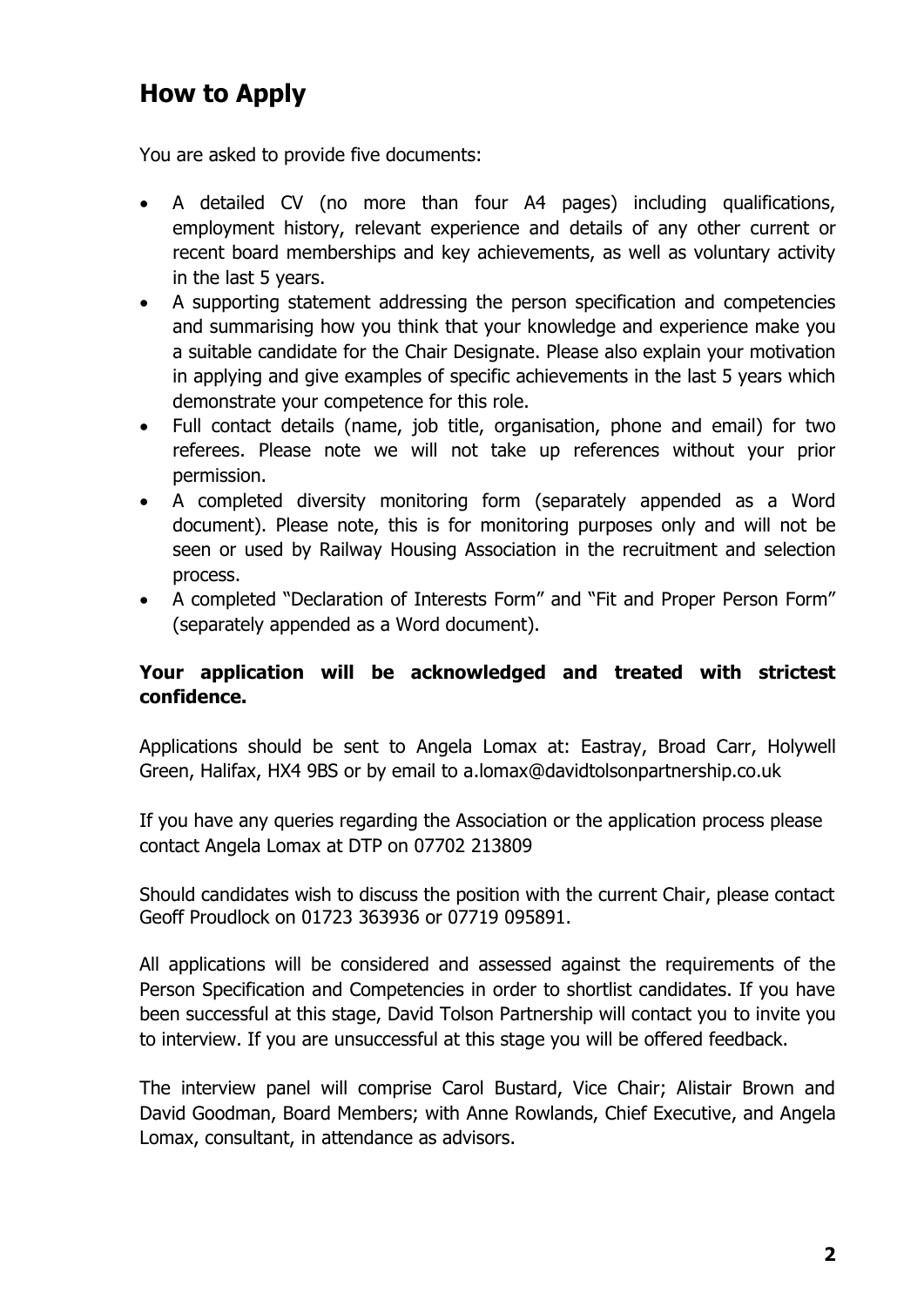## How to Apply

You are asked to provide five documents:

- A detailed CV (no more than four A4 pages) including qualifications, employment history, relevant experience and details of any other current or recent board memberships and key achievements, as well as voluntary activity in the last 5 years.
- A supporting statement addressing the person specification and competencies and summarising how you think that your knowledge and experience make you a suitable candidate for the Chair Designate. Please also explain your motivation in applying and give examples of specific achievements in the last 5 years which demonstrate your competence for this role.
- Full contact details (name, job title, organisation, phone and email) for two referees. Please note we will not take up references without your prior permission.
- A completed diversity monitoring form (separately appended as a Word document). Please note, this is for monitoring purposes only and will not be seen or used by Railway Housing Association in the recruitment and selection process.
- A completed "Declaration of Interests Form" and "Fit and Proper Person Form" (separately appended as a Word document).

**Your application will be acknowledged and treated with strictest confidence.**

Applications should be sent to Angela Lomax at: Eastray, Broad Carr, Holywell Green, Halifax, HX4 9BS or by email to a.lomax@davidtolsonpartnership.co.uk

If you have any queries regarding the Association or the application process please contact Angela Lomax at DTP on 07702 213809

Should candidates wish to discuss the position with the current Chair, please contact Geoff Proudlock on 01723 363936 or 07719 095891.

All applications will be considered and assessed against the requirements of the Person Specification and Competencies in order to shortlist candidates. If you have been successful at this stage, David Tolson Partnership will contact you to invite you to interview. If you are unsuccessful at this stage you will be offered feedback.

The interview panel will comprise Carol Bustard, Vice Chair; Alistair Brown and David Goodman, Board Members; with Anne Rowlands, Chief Executive, and Angela Lomax, consultant, in attendance as advisors.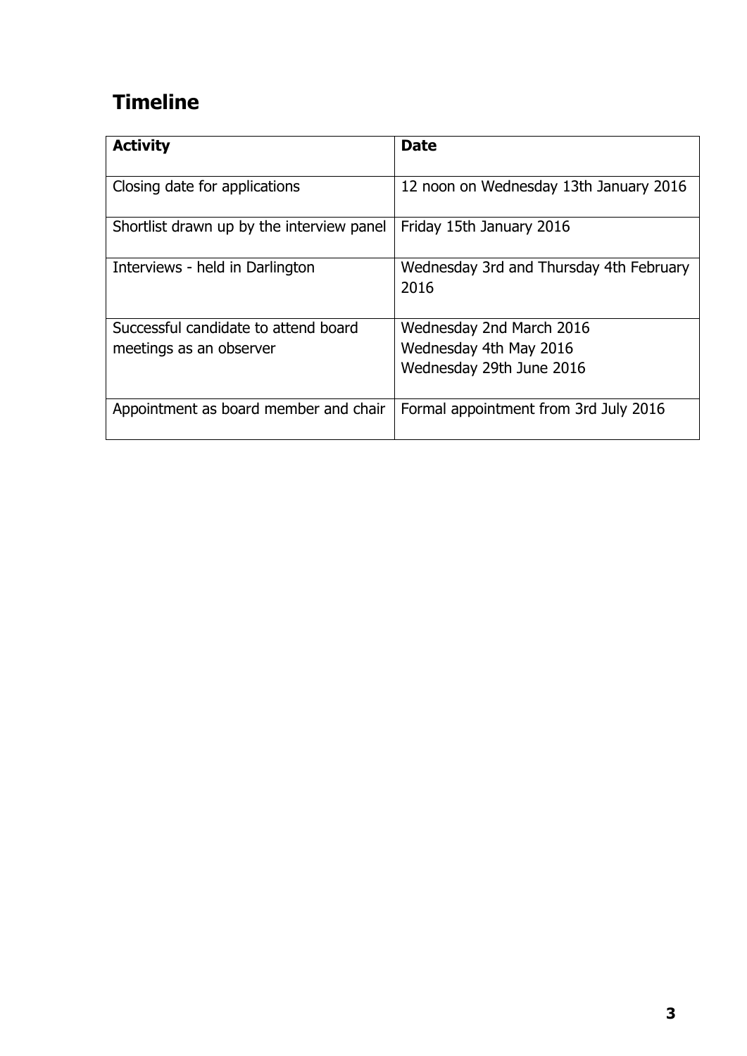## Timeline

| **Activity** | **Date** |
|---|---|
| Closing date for applications | 12 noon on Wednesday 13th January 2016 |
| Shortlist drawn up by the interview panel | Friday 15th January 2016 |
| Interviews - held in Darlington | Wednesday 3rd and Thursday 4th February 2016 |
| Successful candidate to attend board meetings as an observer | Wednesday 2nd March 2016<br>Wednesday 4th May 2016<br>Wednesday 29th June 2016 |
| Appointment as board member and chair | Formal appointment from 3rd July 2016 |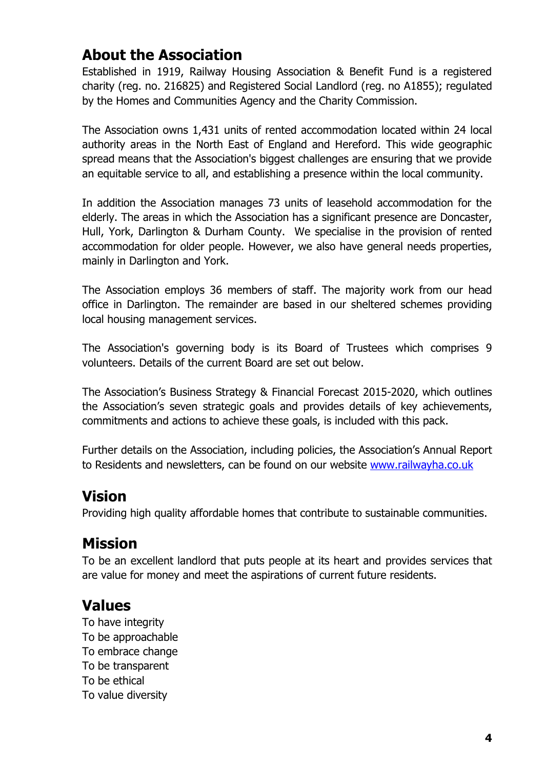## About the Association

Established in 1919, Railway Housing Association & Benefit Fund is a registered charity (reg. no. 216825) and Registered Social Landlord (reg. no A1855); regulated by the Homes and Communities Agency and the Charity Commission.

The Association owns 1,431 units of rented accommodation located within 24 local authority areas in the North East of England and Hereford. This wide geographic spread means that the Association's biggest challenges are ensuring that we provide an equitable service to all, and establishing a presence within the local community.

In addition the Association manages 73 units of leasehold accommodation for the elderly. The areas in which the Association has a significant presence are Doncaster, Hull, York, Darlington & Durham County. We specialise in the provision of rented accommodation for older people. However, we also have general needs properties, mainly in Darlington and York.

The Association employs 36 members of staff. The majority work from our head office in Darlington. The remainder are based in our sheltered schemes providing local housing management services.

The Association's governing body is its Board of Trustees which comprises 9 volunteers. Details of the current Board are set out below.

The Association's Business Strategy & Financial Forecast 2015-2020, which outlines the Association's seven strategic goals and provides details of key achievements, commitments and actions to achieve these goals, is included with this pack.

Further details on the Association, including policies, the Association's Annual Report to Residents and newsletters, can be found on our website [www.railwayha.co.uk](http://www.railwayha.co.uk)

## Vision

Providing high quality affordable homes that contribute to sustainable communities.

## Mission

To be an excellent landlord that puts people at its heart and provides services that are value for money and meet the aspirations of current future residents.

## Values

To have integrity  
To be approachable  
To embrace change  
To be transparent  
To be ethical  
To value diversity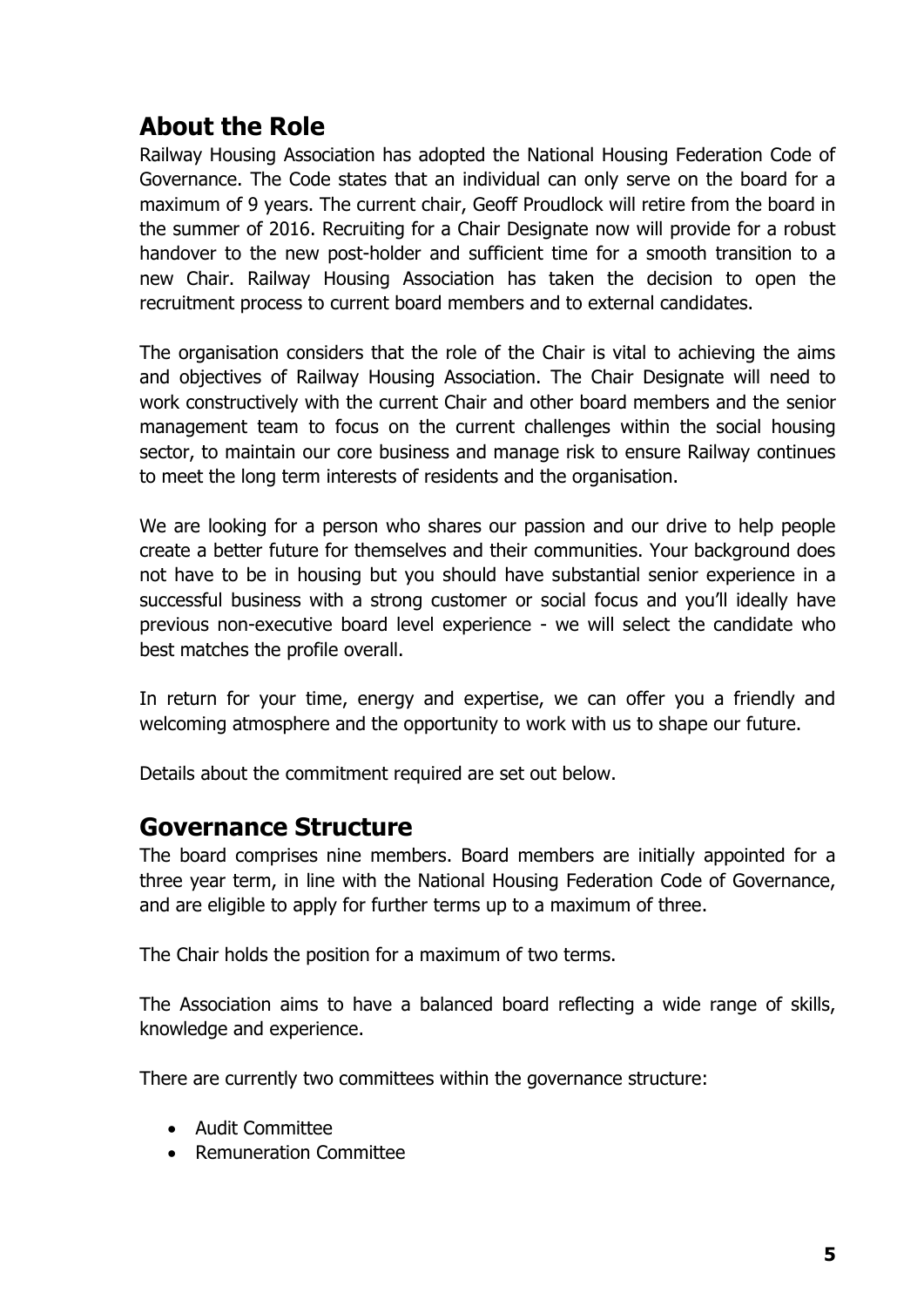## About the Role

Railway Housing Association has adopted the National Housing Federation Code of Governance. The Code states that an individual can only serve on the board for a maximum of 9 years. The current chair, Geoff Proudlock will retire from the board in the summer of 2016. Recruiting for a Chair Designate now will provide for a robust handover to the new post-holder and sufficient time for a smooth transition to a new Chair. Railway Housing Association has taken the decision to open the recruitment process to current board members and to external candidates.

The organisation considers that the role of the Chair is vital to achieving the aims and objectives of Railway Housing Association. The Chair Designate will need to work constructively with the current Chair and other board members and the senior management team to focus on the current challenges within the social housing sector, to maintain our core business and manage risk to ensure Railway continues to meet the long term interests of residents and the organisation.

We are looking for a person who shares our passion and our drive to help people create a better future for themselves and their communities. Your background does not have to be in housing but you should have substantial senior experience in a successful business with a strong customer or social focus and you'll ideally have previous non-executive board level experience - we will select the candidate who best matches the profile overall.

In return for your time, energy and expertise, we can offer you a friendly and welcoming atmosphere and the opportunity to work with us to shape our future.

Details about the commitment required are set out below.

## Governance Structure

The board comprises nine members. Board members are initially appointed for a three year term, in line with the National Housing Federation Code of Governance, and are eligible to apply for further terms up to a maximum of three.

The Chair holds the position for a maximum of two terms.

The Association aims to have a balanced board reflecting a wide range of skills, knowledge and experience.

There are currently two committees within the governance structure:

- Audit Committee
- Remuneration Committee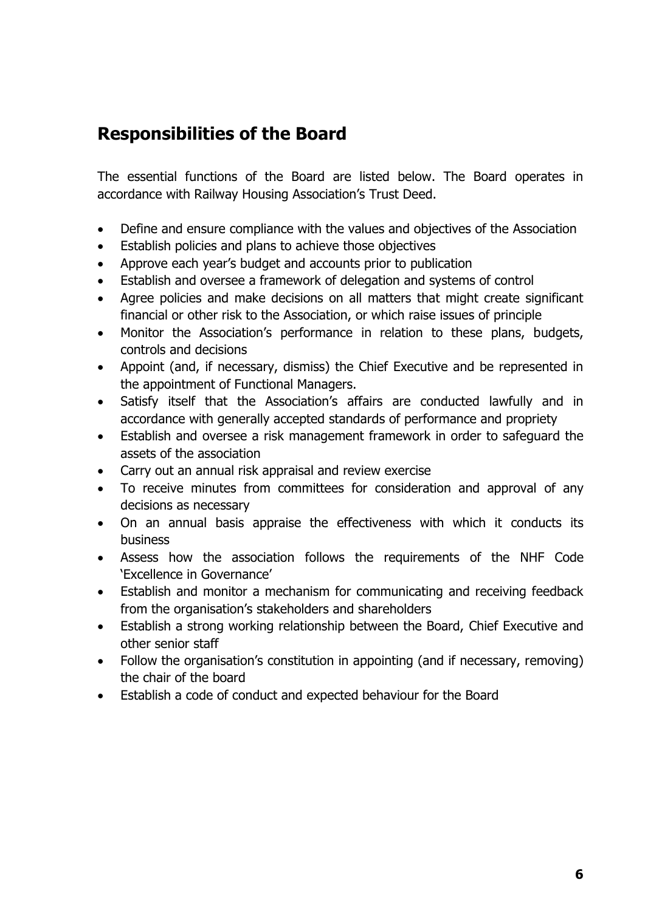## Responsibilities of the Board

The essential functions of the Board are listed below. The Board operates in accordance with Railway Housing Association's Trust Deed.

- Define and ensure compliance with the values and objectives of the Association
- Establish policies and plans to achieve those objectives
- Approve each year's budget and accounts prior to publication
- Establish and oversee a framework of delegation and systems of control
- Agree policies and make decisions on all matters that might create significant financial or other risk to the Association, or which raise issues of principle
- Monitor the Association's performance in relation to these plans, budgets, controls and decisions
- Appoint (and, if necessary, dismiss) the Chief Executive and be represented in the appointment of Functional Managers.
- Satisfy itself that the Association's affairs are conducted lawfully and in accordance with generally accepted standards of performance and propriety
- Establish and oversee a risk management framework in order to safeguard the assets of the association
- Carry out an annual risk appraisal and review exercise
- To receive minutes from committees for consideration and approval of any decisions as necessary
- On an annual basis appraise the effectiveness with which it conducts its business
- Assess how the association follows the requirements of the NHF Code 'Excellence in Governance'
- Establish and monitor a mechanism for communicating and receiving feedback from the organisation's stakeholders and shareholders
- Establish a strong working relationship between the Board, Chief Executive and other senior staff
- Follow the organisation's constitution in appointing (and if necessary, removing) the chair of the board
- Establish a code of conduct and expected behaviour for the Board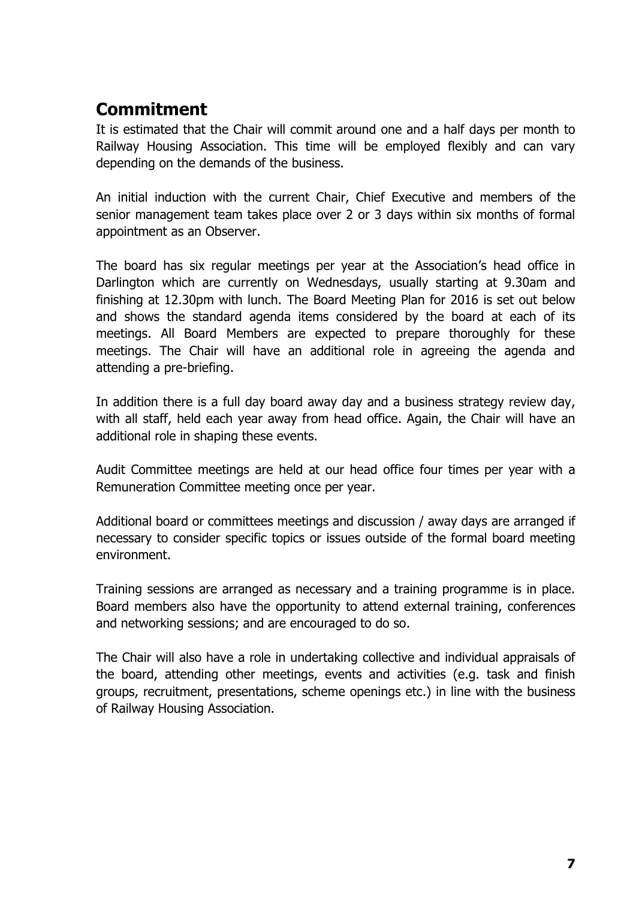## Commitment

It is estimated that the Chair will commit around one and a half days per month to Railway Housing Association. This time will be employed flexibly and can vary depending on the demands of the business.

An initial induction with the current Chair, Chief Executive and members of the senior management team takes place over 2 or 3 days within six months of formal appointment as an Observer.

The board has six regular meetings per year at the Association's head office in Darlington which are currently on Wednesdays, usually starting at 9.30am and finishing at 12.30pm with lunch. The Board Meeting Plan for 2016 is set out below and shows the standard agenda items considered by the board at each of its meetings. All Board Members are expected to prepare thoroughly for these meetings. The Chair will have an additional role in agreeing the agenda and attending a pre-briefing.

In addition there is a full day board away day and a business strategy review day, with all staff, held each year away from head office. Again, the Chair will have an additional role in shaping these events.

Audit Committee meetings are held at our head office four times per year with a Remuneration Committee meeting once per year.

Additional board or committees meetings and discussion / away days are arranged if necessary to consider specific topics or issues outside of the formal board meeting environment.

Training sessions are arranged as necessary and a training programme is in place. Board members also have the opportunity to attend external training, conferences and networking sessions; and are encouraged to do so.

The Chair will also have a role in undertaking collective and individual appraisals of the board, attending other meetings, events and activities (e.g. task and finish groups, recruitment, presentations, scheme openings etc.) in line with the business of Railway Housing Association.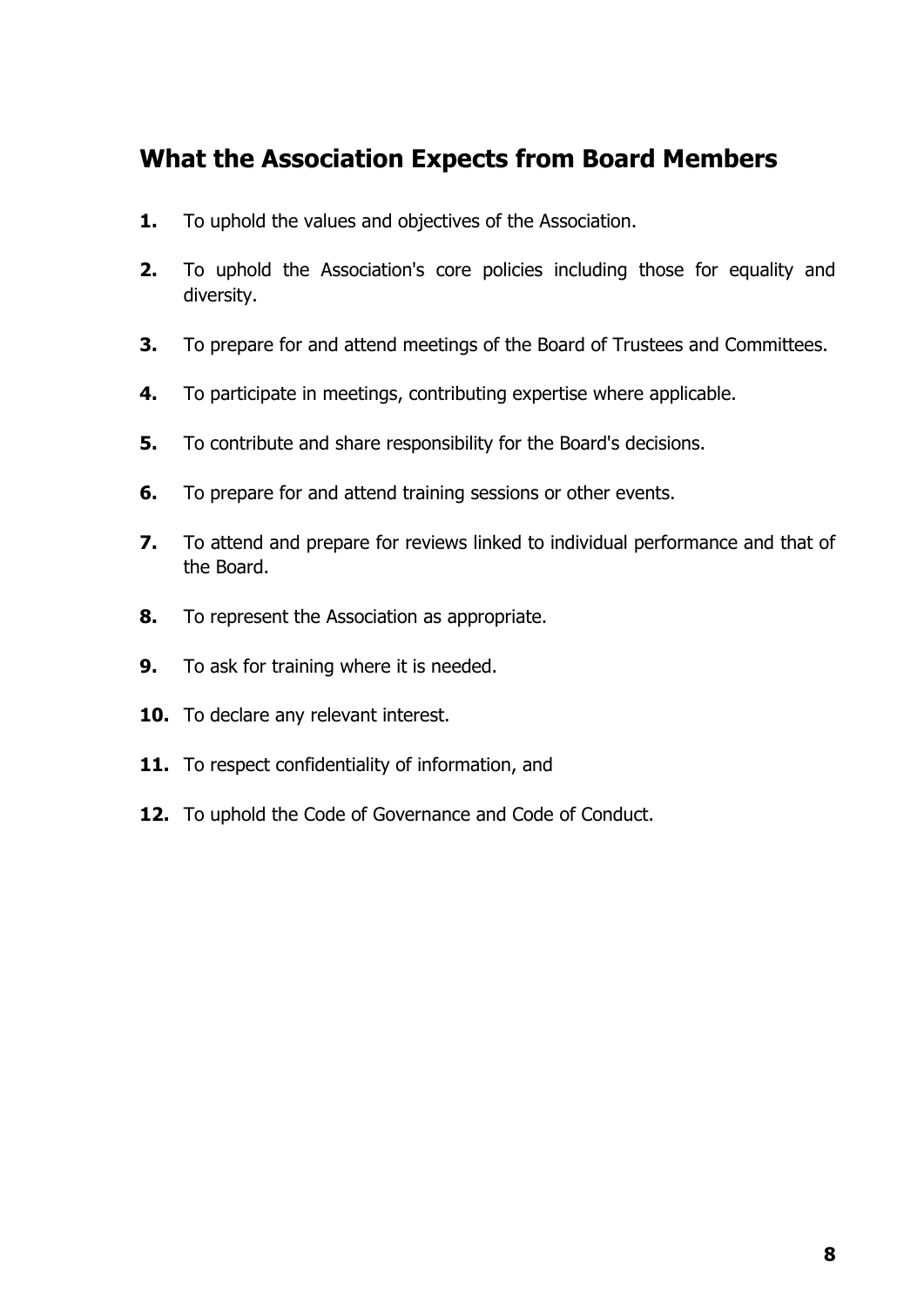## What the Association Expects from Board Members

1. To uphold the values and objectives of the Association.
2. To uphold the Association's core policies including those for equality and diversity.
3. To prepare for and attend meetings of the Board of Trustees and Committees.
4. To participate in meetings, contributing expertise where applicable.
5. To contribute and share responsibility for the Board's decisions.
6. To prepare for and attend training sessions or other events.
7. To attend and prepare for reviews linked to individual performance and that of the Board.
8. To represent the Association as appropriate.
9. To ask for training where it is needed.
10. To declare any relevant interest.
11. To respect confidentiality of information, and
12. To uphold the Code of Governance and Code of Conduct.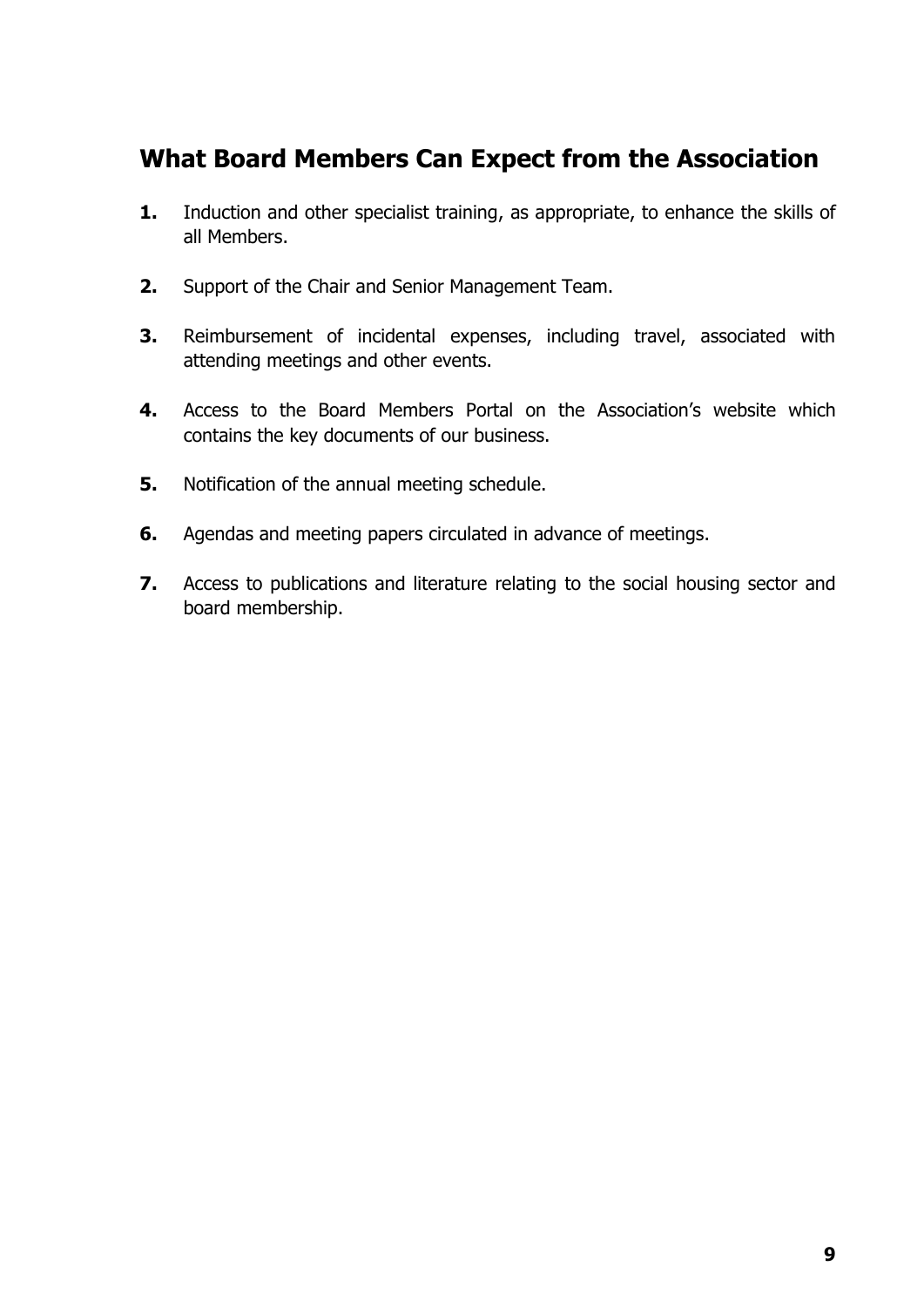## What Board Members Can Expect from the Association

1. Induction and other specialist training, as appropriate, to enhance the skills of all Members.

2. Support of the Chair and Senior Management Team.

3. Reimbursement of incidental expenses, including travel, associated with attending meetings and other events.

4. Access to the Board Members Portal on the Association's website which contains the key documents of our business.

5. Notification of the annual meeting schedule.

6. Agendas and meeting papers circulated in advance of meetings.

7. Access to publications and literature relating to the social housing sector and board membership.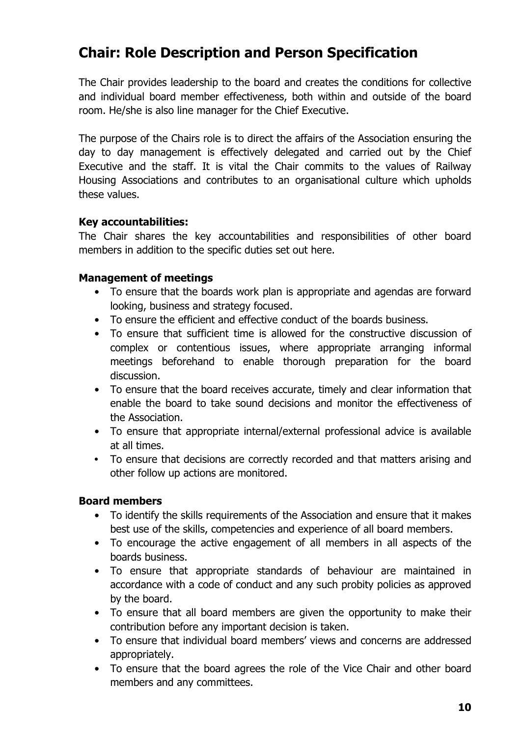## Chair: Role Description and Person Specification

The Chair provides leadership to the board and creates the conditions for collective and individual board member effectiveness, both within and outside of the board room. He/she is also line manager for the Chief Executive.

The purpose of the Chairs role is to direct the affairs of the Association ensuring the day to day management is effectively delegated and carried out by the Chief Executive and the staff. It is vital the Chair commits to the values of Railway Housing Associations and contributes to an organisational culture which upholds these values.

**Key accountabilities:**
The Chair shares the key accountabilities and responsibilities of other board members in addition to the specific duties set out here.

**Management of meetings**

- To ensure that the boards work plan is appropriate and agendas are forward looking, business and strategy focused.
- To ensure the efficient and effective conduct of the boards business.
- To ensure that sufficient time is allowed for the constructive discussion of complex or contentious issues, where appropriate arranging informal meetings beforehand to enable thorough preparation for the board discussion.
- To ensure that the board receives accurate, timely and clear information that enable the board to take sound decisions and monitor the effectiveness of the Association.
- To ensure that appropriate internal/external professional advice is available at all times.
- To ensure that decisions are correctly recorded and that matters arising and other follow up actions are monitored.

**Board members**

- To identify the skills requirements of the Association and ensure that it makes best use of the skills, competencies and experience of all board members.
- To encourage the active engagement of all members in all aspects of the boards business.
- To ensure that appropriate standards of behaviour are maintained in accordance with a code of conduct and any such probity policies as approved by the board.
- To ensure that all board members are given the opportunity to make their contribution before any important decision is taken.
- To ensure that individual board members' views and concerns are addressed appropriately.
- To ensure that the board agrees the role of the Vice Chair and other board members and any committees.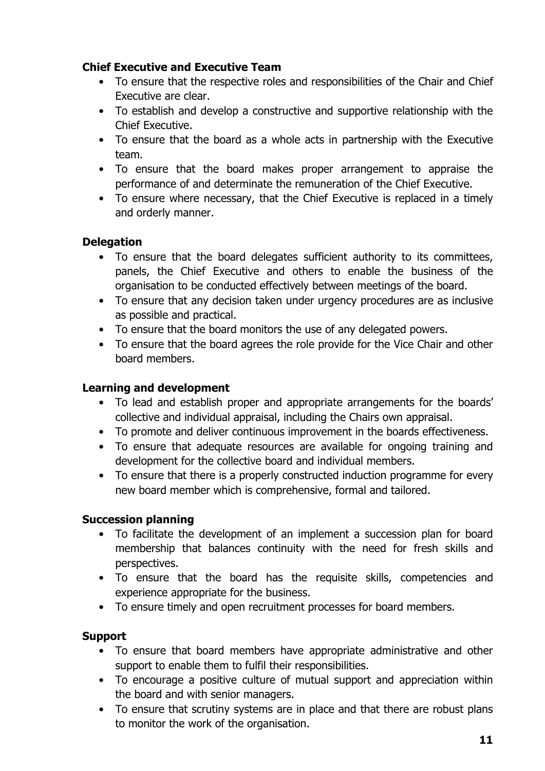**Chief Executive and Executive Team**

- To ensure that the respective roles and responsibilities of the Chair and Chief Executive are clear.
- To establish and develop a constructive and supportive relationship with the Chief Executive.
- To ensure that the board as a whole acts in partnership with the Executive team.
- To ensure that the board makes proper arrangement to appraise the performance of and determinate the remuneration of the Chief Executive.
- To ensure where necessary, that the Chief Executive is replaced in a timely and orderly manner.

**Delegation**

- To ensure that the board delegates sufficient authority to its committees, panels, the Chief Executive and others to enable the business of the organisation to be conducted effectively between meetings of the board.
- To ensure that any decision taken under urgency procedures are as inclusive as possible and practical.
- To ensure that the board monitors the use of any delegated powers.
- To ensure that the board agrees the role provide for the Vice Chair and other board members.

**Learning and development**

- To lead and establish proper and appropriate arrangements for the boards' collective and individual appraisal, including the Chairs own appraisal.
- To promote and deliver continuous improvement in the boards effectiveness.
- To ensure that adequate resources are available for ongoing training and development for the collective board and individual members.
- To ensure that there is a properly constructed induction programme for every new board member which is comprehensive, formal and tailored.

**Succession planning**

- To facilitate the development of an implement a succession plan for board membership that balances continuity with the need for fresh skills and perspectives.
- To ensure that the board has the requisite skills, competencies and experience appropriate for the business.
- To ensure timely and open recruitment processes for board members.

**Support**

- To ensure that board members have appropriate administrative and other support to enable them to fulfil their responsibilities.
- To encourage a positive culture of mutual support and appreciation within the board and with senior managers.
- To ensure that scrutiny systems are in place and that there are robust plans to monitor the work of the organisation.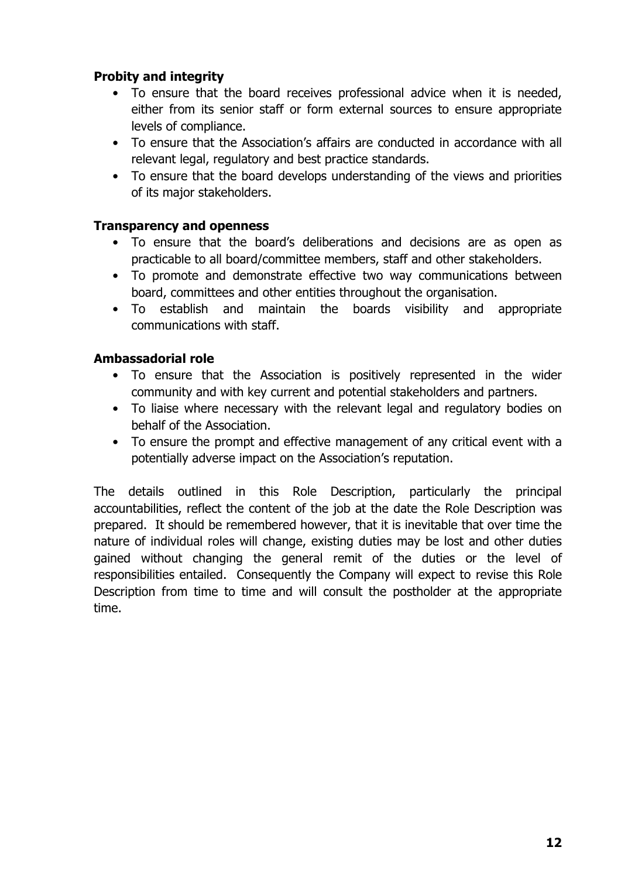**Probity and integrity**

- To ensure that the board receives professional advice when it is needed, either from its senior staff or form external sources to ensure appropriate levels of compliance.
- To ensure that the Association's affairs are conducted in accordance with all relevant legal, regulatory and best practice standards.
- To ensure that the board develops understanding of the views and priorities of its major stakeholders.

**Transparency and openness**

- To ensure that the board's deliberations and decisions are as open as practicable to all board/committee members, staff and other stakeholders.
- To promote and demonstrate effective two way communications between board, committees and other entities throughout the organisation.
- To establish and maintain the boards visibility and appropriate communications with staff.

**Ambassadorial role**

- To ensure that the Association is positively represented in the wider community and with key current and potential stakeholders and partners.
- To liaise where necessary with the relevant legal and regulatory bodies on behalf of the Association.
- To ensure the prompt and effective management of any critical event with a potentially adverse impact on the Association's reputation.

The details outlined in this Role Description, particularly the principal accountabilities, reflect the content of the job at the date the Role Description was prepared. It should be remembered however, that it is inevitable that over time the nature of individual roles will change, existing duties may be lost and other duties gained without changing the general remit of the duties or the level of responsibilities entailed. Consequently the Company will expect to revise this Role Description from time to time and will consult the postholder at the appropriate time.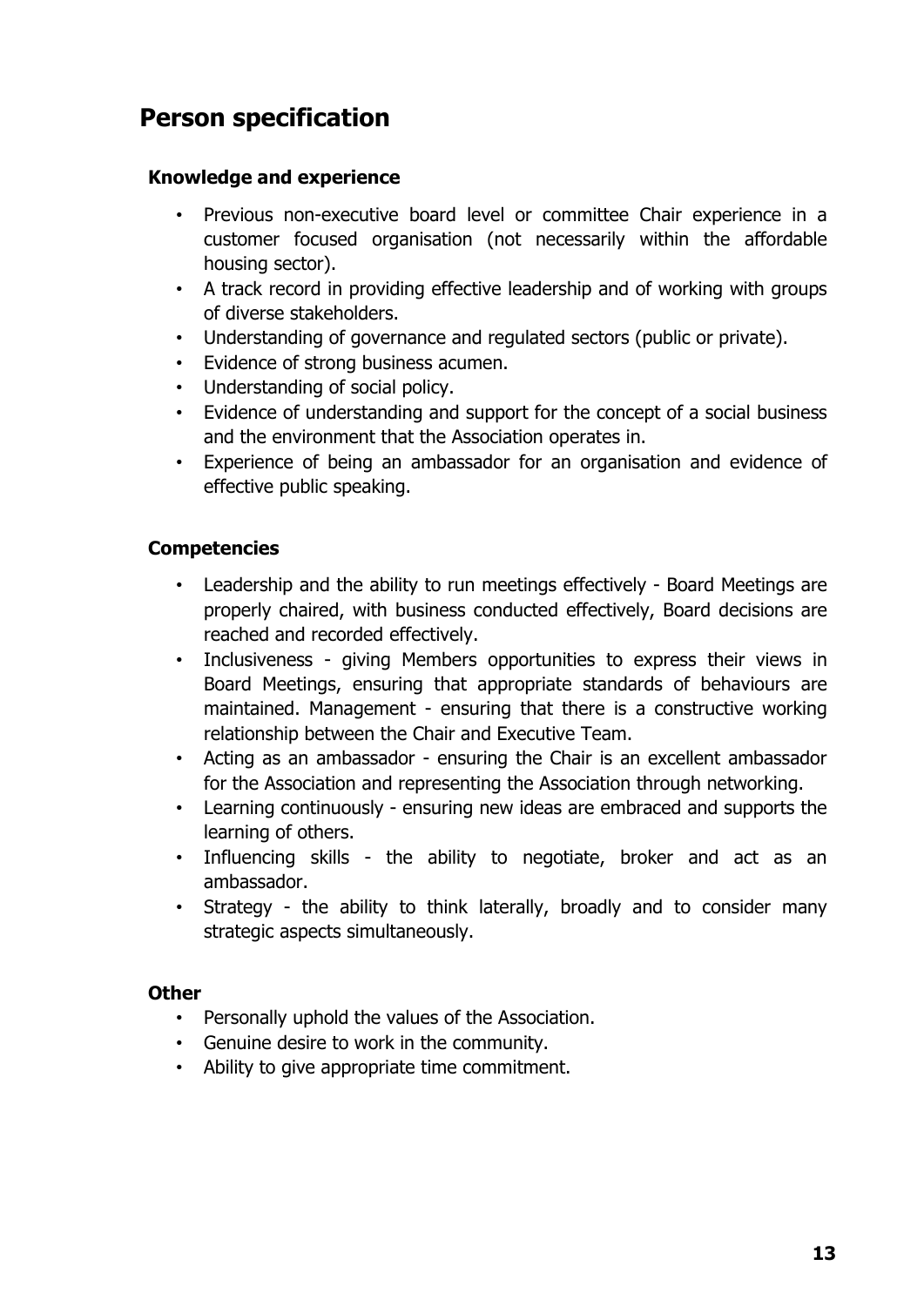# Person specification

### Knowledge and experience

- Previous non-executive board level or committee Chair experience in a customer focused organisation (not necessarily within the affordable housing sector).
- A track record in providing effective leadership and of working with groups of diverse stakeholders.
- Understanding of governance and regulated sectors (public or private).
- Evidence of strong business acumen.
- Understanding of social policy.
- Evidence of understanding and support for the concept of a social business and the environment that the Association operates in.
- Experience of being an ambassador for an organisation and evidence of effective public speaking.

### Competencies

- Leadership and the ability to run meetings effectively - Board Meetings are properly chaired, with business conducted effectively, Board decisions are reached and recorded effectively.
- Inclusiveness - giving Members opportunities to express their views in Board Meetings, ensuring that appropriate standards of behaviours are maintained. Management - ensuring that there is a constructive working relationship between the Chair and Executive Team.
- Acting as an ambassador - ensuring the Chair is an excellent ambassador for the Association and representing the Association through networking.
- Learning continuously - ensuring new ideas are embraced and supports the learning of others.
- Influencing skills - the ability to negotiate, broker and act as an ambassador.
- Strategy - the ability to think laterally, broadly and to consider many strategic aspects simultaneously.

### Other

- Personally uphold the values of the Association.
- Genuine desire to work in the community.
- Ability to give appropriate time commitment.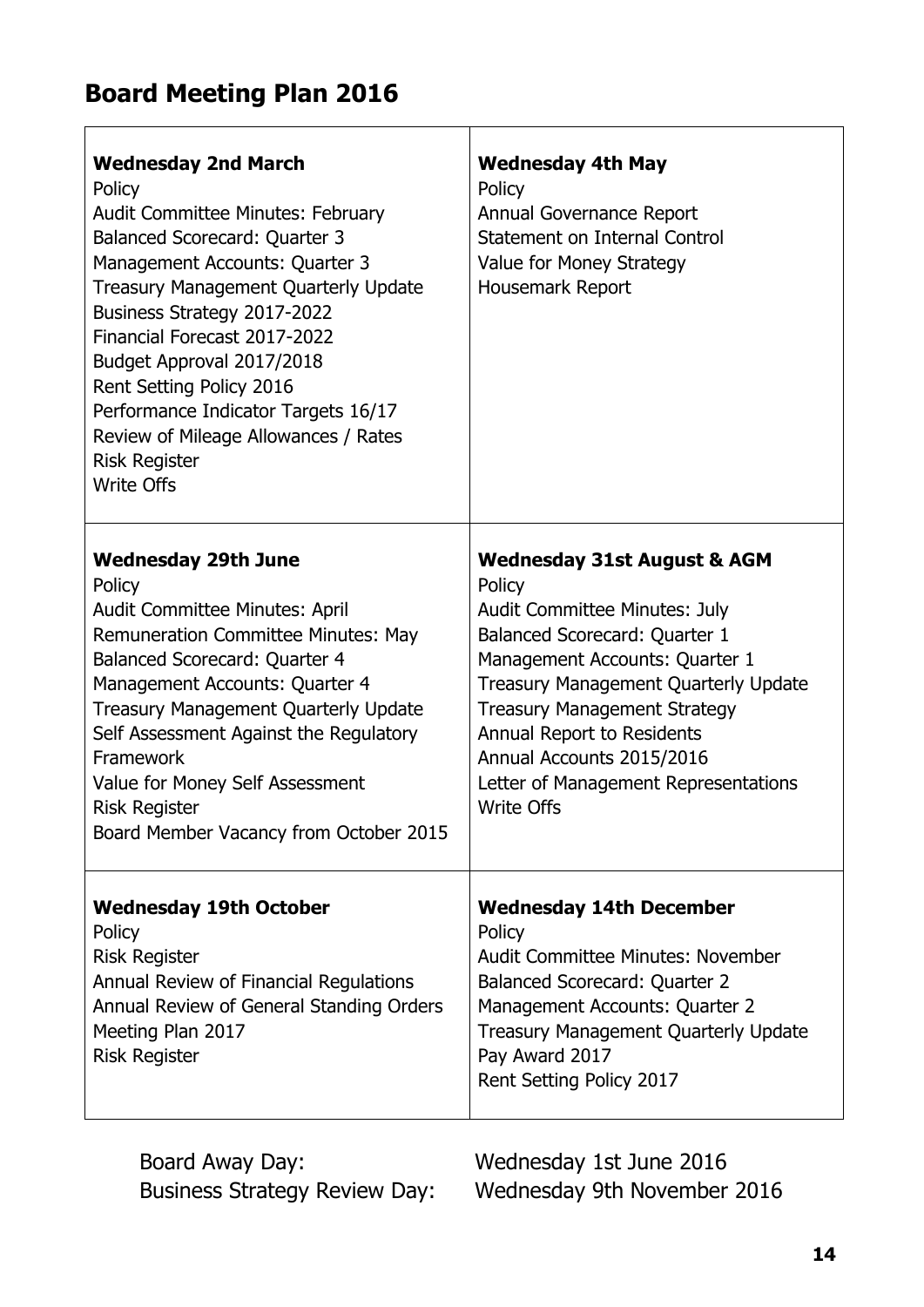## Board Meeting Plan 2016

| **Wednesday 2nd March**<br>Policy<br>Audit Committee Minutes: February<br>Balanced Scorecard: Quarter 3<br>Management Accounts: Quarter 3<br>Treasury Management Quarterly Update<br>Business Strategy 2017-2022<br>Financial Forecast 2017-2022<br>Budget Approval 2017/2018<br>Rent Setting Policy 2016<br>Performance Indicator Targets 16/17<br>Review of Mileage Allowances / Rates<br>Risk Register<br>Write Offs | **Wednesday 4th May**<br>Policy<br>Annual Governance Report<br>Statement on Internal Control<br>Value for Money Strategy<br>Housemark Report |
|---|---|
| **Wednesday 29th June**<br>Policy<br>Audit Committee Minutes: April<br>Remuneration Committee Minutes: May<br>Balanced Scorecard: Quarter 4<br>Management Accounts: Quarter 4<br>Treasury Management Quarterly Update<br>Self Assessment Against the Regulatory Framework<br>Value for Money Self Assessment<br>Risk Register<br>Board Member Vacancy from October 2015 | **Wednesday 31st August & AGM**<br>Policy<br>Audit Committee Minutes: July<br>Balanced Scorecard: Quarter 1<br>Management Accounts: Quarter 1<br>Treasury Management Quarterly Update<br>Treasury Management Strategy<br>Annual Report to Residents<br>Annual Accounts 2015/2016<br>Letter of Management Representations<br>Write Offs |
| **Wednesday 19th October**<br>Policy<br>Risk Register<br>Annual Review of Financial Regulations<br>Annual Review of General Standing Orders<br>Meeting Plan 2017<br>Risk Register | **Wednesday 14th December**<br>Policy<br>Audit Committee Minutes: November<br>Balanced Scorecard: Quarter 2<br>Management Accounts: Quarter 2<br>Treasury Management Quarterly Update<br>Pay Award 2017<br>Rent Setting Policy 2017 |

Board Away Day: Wednesday 1st June 2016
Business Strategy Review Day: Wednesday 9th November 2016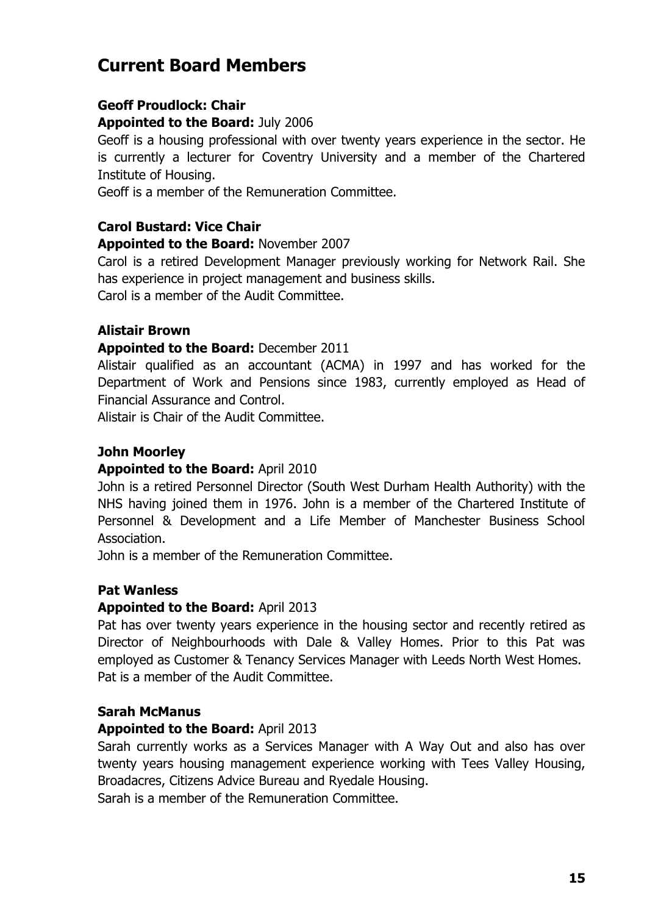# Current Board Members

**Geoff Proudlock: Chair**

**Appointed to the Board:** July 2006

Geoff is a housing professional with over twenty years experience in the sector. He is currently a lecturer for Coventry University and a member of the Chartered Institute of Housing.

Geoff is a member of the Remuneration Committee.

**Carol Bustard: Vice Chair**

**Appointed to the Board:** November 2007

Carol is a retired Development Manager previously working for Network Rail. She has experience in project management and business skills.

Carol is a member of the Audit Committee.

**Alistair Brown**

**Appointed to the Board:** December 2011

Alistair qualified as an accountant (ACMA) in 1997 and has worked for the Department of Work and Pensions since 1983, currently employed as Head of Financial Assurance and Control.

Alistair is Chair of the Audit Committee.

**John Moorley**

**Appointed to the Board:** April 2010

John is a retired Personnel Director (South West Durham Health Authority) with the NHS having joined them in 1976. John is a member of the Chartered Institute of Personnel & Development and a Life Member of Manchester Business School Association.

John is a member of the Remuneration Committee.

**Pat Wanless**

**Appointed to the Board:** April 2013

Pat has over twenty years experience in the housing sector and recently retired as Director of Neighbourhoods with Dale & Valley Homes. Prior to this Pat was employed as Customer & Tenancy Services Manager with Leeds North West Homes.

Pat is a member of the Audit Committee.

**Sarah McManus**

**Appointed to the Board:** April 2013

Sarah currently works as a Services Manager with A Way Out and also has over twenty years housing management experience working with Tees Valley Housing, Broadacres, Citizens Advice Bureau and Ryedale Housing.

Sarah is a member of the Remuneration Committee.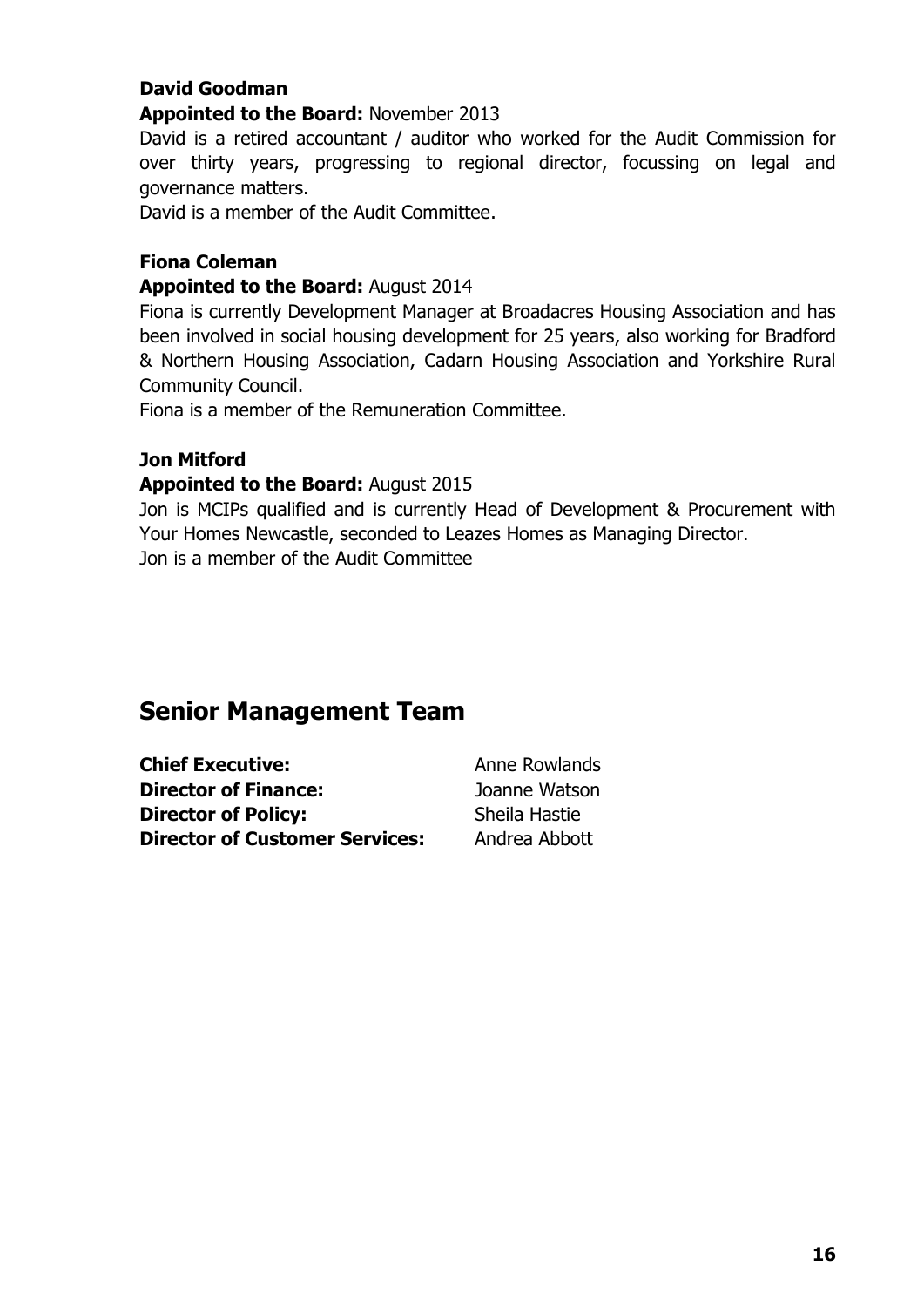**David Goodman**

**Appointed to the Board:** November 2013

David is a retired accountant / auditor who worked for the Audit Commission for over thirty years, progressing to regional director, focussing on legal and governance matters.

David is a member of the Audit Committee.

**Fiona Coleman**

**Appointed to the Board:** August 2014

Fiona is currently Development Manager at Broadacres Housing Association and has been involved in social housing development for 25 years, also working for Bradford & Northern Housing Association, Cadarn Housing Association and Yorkshire Rural Community Council.

Fiona is a member of the Remuneration Committee.

**Jon Mitford**

**Appointed to the Board:** August 2015

Jon is MCIPs qualified and is currently Head of Development & Procurement with Your Homes Newcastle, seconded to Leazes Homes as Managing Director.

Jon is a member of the Audit Committee

## Senior Management Team

| | |
|---|---|
| **Chief Executive:** | Anne Rowlands |
| **Director of Finance:** | Joanne Watson |
| **Director of Policy:** | Sheila Hastie |
| **Director of Customer Services:** | Andrea Abbott |